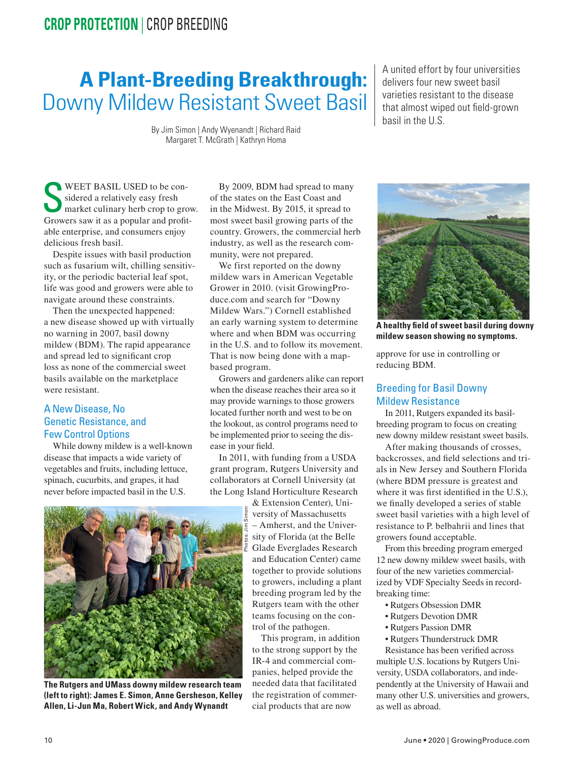# A Plant-Breeding Breakthrough: Downy Mildew Resistant Sweet Basil

A united effort by four universities delivers four new sweet basil varieties resistant to the disease that almost wiped out field-grown basil in the U.S.

By Jim Simon | Andy Wyenandt | Richard Raid
Margaret T. McGrath | Kathryn Homa

SWEET BASIL USED to be considered a relatively easy fresh market culinary herb crop to grow. Growers saw it as a popular and profitable enterprise, and consumers enjoy delicious fresh basil.

Despite issues with basil production such as fusarium wilt, chilling sensitivity, or the periodic bacterial leaf spot, life was good and growers were able to navigate around these constraints.

Then the unexpected happened: a new disease showed up with virtually no warning in 2007, basil downy mildew (BDM). The rapid appearance and spread led to significant crop loss as none of the commercial sweet basils available on the marketplace were resistant.

## A New Disease, No Genetic Resistance, and Few Control Options

While downy mildew is a well-known disease that impacts a wide variety of vegetables and fruits, including lettuce, spinach, cucurbits, and grapes, it had never before impacted basil in the U.S.

By 2009, BDM had spread to many of the states on the East Coast and in the Midwest. By 2015, it spread to most sweet basil growing parts of the country. Growers, the commercial herb industry, as well as the research community, were not prepared.

We first reported on the downy mildew wars in American Vegetable Grower in 2010. (visit GrowingProduce.com and search for "Downy Mildew Wars.") Cornell established an early warning system to determine where and when BDM was occurring in the U.S. and to follow its movement. That is now being done with a map-based program.

Growers and gardeners alike can report when the disease reaches their area so it may provide warnings to those growers located further north and west to be on the lookout, as control programs need to be implemented prior to seeing the disease in your field.

In 2011, with funding from a USDA grant program, Rutgers University and collaborators at Cornell University (at the Long Island Horticulture Research & Extension Center), University of Massachusetts – Amherst, and the University of Florida (at the Belle Glade Everglades Research and Education Center) came together to provide solutions to growers, including a plant breeding program led by the Rutgers team with the other teams focusing on the control of the pathogen.

This program, in addition to the strong support by the IR-4 and commercial companies, helped provide the needed data that facilitated the registration of commercial products that are now approve for use in controlling or reducing BDM.

Photos: Jim Simon

**The Rutgers and UMass downy mildew research team (left to right): James E. Simon, Anne Gersheson, Kelley Allen, Li-Jun Ma, Robert Wick, and Andy Wynandt**

**A healthy field of sweet basil during downy mildew season showing no symptoms.**

## Breeding for Basil Downy Mildew Resistance

In 2011, Rutgers expanded its basil-breeding program to focus on creating new downy mildew resistant sweet basils.

After making thousands of crosses, backcrosses, and field selections and trials in New Jersey and Southern Florida (where BDM pressure is greatest and where it was first identified in the U.S.), we finally developed a series of stable sweet basil varieties with a high level of resistance to P. belbahrii and lines that growers found acceptable.

From this breeding program emerged 12 new downy mildew sweet basils, with four of the new varieties commercialized by VDF Specialty Seeds in record-breaking time:

- Rutgers Obsession DMR
- Rutgers Devotion DMR
- Rutgers Passion DMR
- Rutgers Thunderstruck DMR

Resistance has been verified across multiple U.S. locations by Rutgers University, USDA collaborators, and independently at the University of Hawaii and many other U.S. universities and growers, as well as abroad.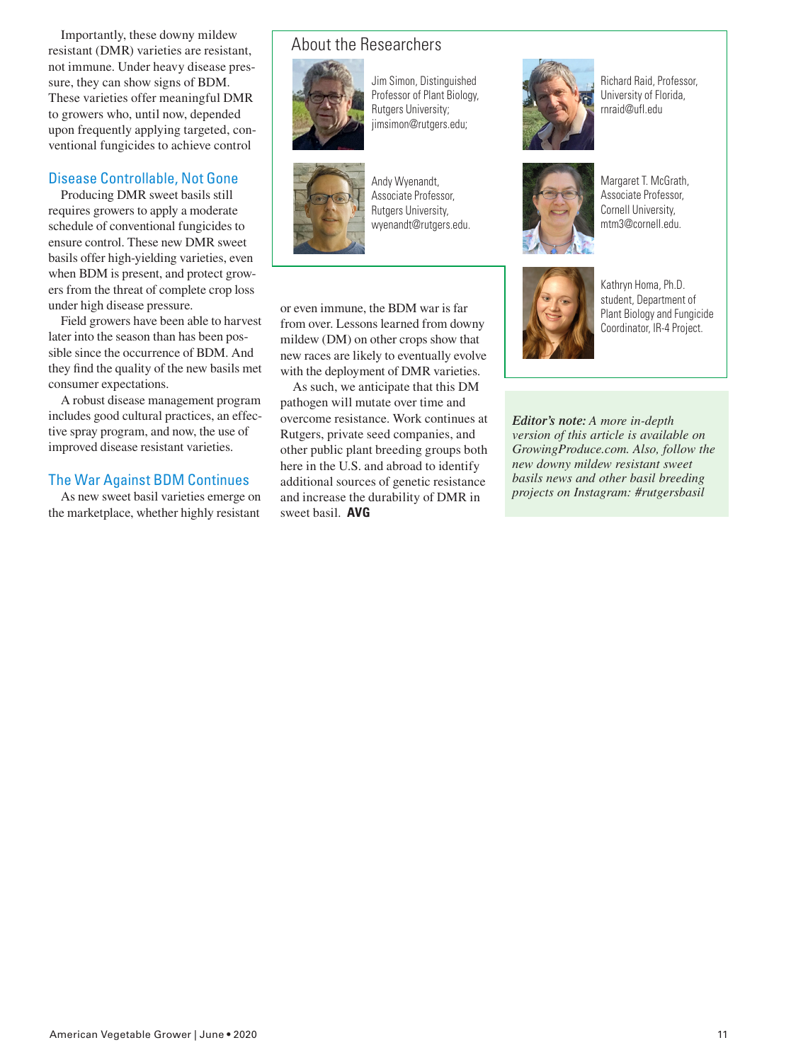Importantly, these downy mildew resistant (DMR) varieties are resistant, not immune. Under heavy disease pressure, they can show signs of BDM. These varieties offer meaningful DMR to growers who, until now, depended upon frequently applying targeted, conventional fungicides to achieve control

## Disease Controllable, Not Gone

Producing DMR sweet basils still requires growers to apply a moderate schedule of conventional fungicides to ensure control. These new DMR sweet basils offer high-yielding varieties, even when BDM is present, and protect growers from the threat of complete crop loss under high disease pressure.

Field growers have been able to harvest later into the season than has been possible since the occurrence of BDM. And they find the quality of the new basils met consumer expectations.

A robust disease management program includes good cultural practices, an effective spray program, and now, the use of improved disease resistant varieties.

## The War Against BDM Continues

As new sweet basil varieties emerge on the marketplace, whether highly resistant or even immune, the BDM war is far from over. Lessons learned from downy mildew (DM) on other crops show that new races are likely to eventually evolve with the deployment of DMR varieties.

As such, we anticipate that this DM pathogen will mutate over time and overcome resistance. Work continues at Rutgers, private seed companies, and other public plant breeding groups both here in the U.S. and abroad to identify additional sources of genetic resistance and increase the durability of DMR in sweet basil. **AVG**

## About the Researchers

Jim Simon, Distinguished Professor of Plant Biology, Rutgers University; jimsimon@rutgers.edu;

Andy Wyenandt, Associate Professor, Rutgers University, wyenandt@rutgers.edu.

Richard Raid, Professor, University of Florida, rnraid@ufl.edu

Margaret T. McGrath, Associate Professor, Cornell University, mtm3@cornell.edu.

Kathryn Homa, Ph.D. student, Department of Plant Biology and Fungicide Coordinator, IR-4 Project.

***Editor's note:*** *A more in-depth version of this article is available on GrowingProduce.com. Also, follow the new downy mildew resistant sweet basils news and other basil breeding projects on Instagram: #rutgersbasil*